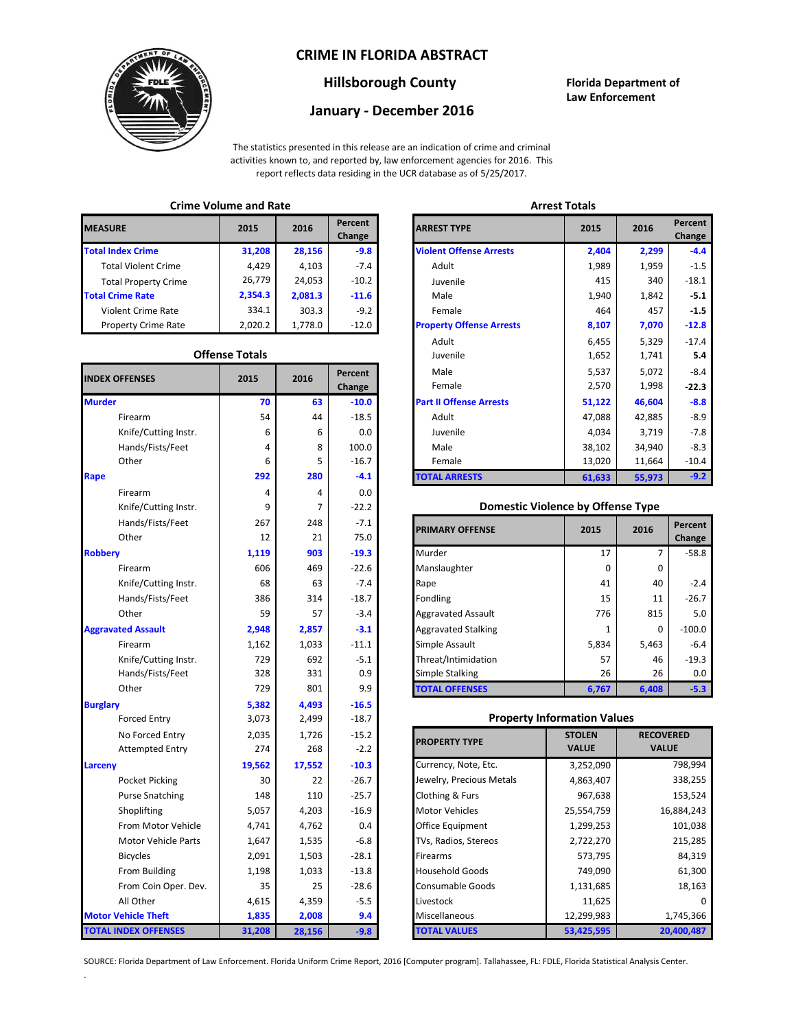# CRIME IN FLORIDA ABSTRACT

## Hillsborough County

## January - December 2016

**Florida Department of Law Enforcement**

The statistics presented in this release are an indication of crime and criminal activities known to, and reported by, law enforcement agencies for 2016. This report reflects data residing in the UCR database as of 5/25/2017.

### Crime Volume and Rate

| MEASURE | 2015 | 2016 | Percent Change |
|---|---|---|---|
| **Total Index Crime** | **31,208** | **28,156** | **-9.8** |
| Total Violent Crime | 4,429 | 4,103 | -7.4 |
| Total Property Crime | 26,779 | 24,053 | -10.2 |
| **Total Crime Rate** | **2,354.3** | **2,081.3** | **-11.6** |
| Violent Crime Rate | 334.1 | 303.3 | -9.2 |
| Property Crime Rate | 2,020.2 | 1,778.0 | -12.0 |

### Offense Totals

| INDEX OFFENSES | 2015 | 2016 | Percent Change |
|---|---|---|---|
| **Murder** | **70** | **63** | **-10.0** |
| Firearm | 54 | 44 | -18.5 |
| Knife/Cutting Instr. | 6 | 6 | 0.0 |
| Hands/Fists/Feet | 4 | 8 | 100.0 |
| Other | 6 | 5 | -16.7 |
| **Rape** | **292** | **280** | **-4.1** |
| Firearm | 4 | 4 | 0.0 |
| Knife/Cutting Instr. | 9 | 7 | -22.2 |
| Hands/Fists/Feet | 267 | 248 | -7.1 |
| Other | 12 | 21 | 75.0 |
| **Robbery** | **1,119** | **903** | **-19.3** |
| Firearm | 606 | 469 | -22.6 |
| Knife/Cutting Instr. | 68 | 63 | -7.4 |
| Hands/Fists/Feet | 386 | 314 | -18.7 |
| Other | 59 | 57 | -3.4 |
| **Aggravated Assault** | **2,948** | **2,857** | **-3.1** |
| Firearm | 1,162 | 1,033 | -11.1 |
| Knife/Cutting Instr. | 729 | 692 | -5.1 |
| Hands/Fists/Feet | 328 | 331 | 0.9 |
| Other | 729 | 801 | 9.9 |
| **Burglary** | **5,382** | **4,493** | **-16.5** |
| Forced Entry | 3,073 | 2,499 | -18.7 |
| No Forced Entry | 2,035 | 1,726 | -15.2 |
| Attempted Entry | 274 | 268 | -2.2 |
| **Larceny** | **19,562** | **17,552** | **-10.3** |
| Pocket Picking | 30 | 22 | -26.7 |
| Purse Snatching | 148 | 110 | -25.7 |
| Shoplifting | 5,057 | 4,203 | -16.9 |
| From Motor Vehicle | 4,741 | 4,762 | 0.4 |
| Motor Vehicle Parts | 1,647 | 1,535 | -6.8 |
| Bicycles | 2,091 | 1,503 | -28.1 |
| From Building | 1,198 | 1,033 | -13.8 |
| From Coin Oper. Dev. | 35 | 25 | -28.6 |
| All Other | 4,615 | 4,359 | -5.5 |
| **Motor Vehicle Theft** | **1,835** | **2,008** | **9.4** |
| **TOTAL INDEX OFFENSES** | **31,208** | **28,156** | **-9.8** |

### Arrest Totals

| ARREST TYPE | 2015 | 2016 | Percent Change |
|---|---|---|---|
| **Violent Offense Arrests** | **2,404** | **2,299** | **-4.4** |
| Adult | 1,989 | 1,959 | -1.5 |
| Juvenile | 415 | 340 | -18.1 |
| Male | 1,940 | 1,842 | -5.1 |
| Female | 464 | 457 | -1.5 |
| **Property Offense Arrests** | **8,107** | **7,070** | **-12.8** |
| Adult | 6,455 | 5,329 | -17.4 |
| Juvenile | 1,652 | 1,741 | 5.4 |
| Male | 5,537 | 5,072 | -8.4 |
| Female | 2,570 | 1,998 | -22.3 |
| **Part II Offense Arrests** | **51,122** | **46,604** | **-8.8** |
| Adult | 47,088 | 42,885 | -8.9 |
| Juvenile | 4,034 | 3,719 | -7.8 |
| Male | 38,102 | 34,940 | -8.3 |
| Female | 13,020 | 11,664 | -10.4 |
| **TOTAL ARRESTS** | **61,633** | **55,973** | **-9.2** |

### Domestic Violence by Offense Type

| PRIMARY OFFENSE | 2015 | 2016 | Percent Change |
|---|---|---|---|
| Murder | 17 | 7 | -58.8 |
| Manslaughter | 0 | 0 | |
| Rape | 41 | 40 | -2.4 |
| Fondling | 15 | 11 | -26.7 |
| Aggravated Assault | 776 | 815 | 5.0 |
| Aggravated Stalking | 1 | 0 | -100.0 |
| Simple Assault | 5,834 | 5,463 | -6.4 |
| Threat/Intimidation | 57 | 46 | -19.3 |
| Simple Stalking | 26 | 26 | 0.0 |
| **TOTAL OFFENSES** | **6,767** | **6,408** | **-5.3** |

### Property Information Values

| PROPERTY TYPE | STOLEN VALUE | RECOVERED VALUE |
|---|---|---|
| Currency, Note, Etc. | 3,252,090 | 798,994 |
| Jewelry, Precious Metals | 4,863,407 | 338,255 |
| Clothing & Furs | 967,638 | 153,524 |
| Motor Vehicles | 25,554,759 | 16,884,243 |
| Office Equipment | 1,299,253 | 101,038 |
| TVs, Radios, Stereos | 2,722,270 | 215,285 |
| Firearms | 573,795 | 84,319 |
| Household Goods | 749,090 | 61,300 |
| Consumable Goods | 1,131,685 | 18,163 |
| Livestock | 11,625 | 0 |
| Miscellaneous | 12,299,983 | 1,745,366 |
| **TOTAL VALUES** | **53,425,595** | **20,400,487** |

SOURCE: Florida Department of Law Enforcement. Florida Uniform Crime Report, 2016 [Computer program]. Tallahassee, FL: FDLE, Florida Statistical Analysis Center.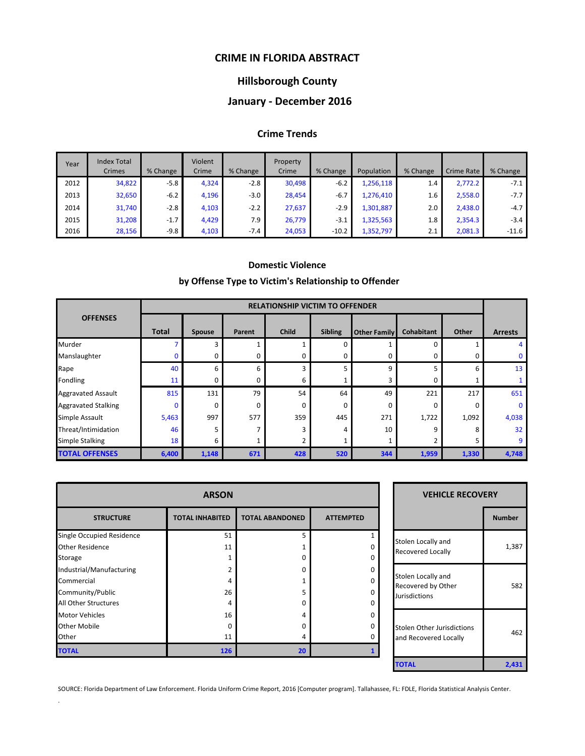# CRIME IN FLORIDA ABSTRACT

## Hillsborough County

## January - December 2016

### Crime Trends

| Year | Index Total Crimes | % Change | Violent Crime | % Change | Property Crime | % Change | Population | % Change | Crime Rate | % Change |
|---|---|---|---|---|---|---|---|---|---|---|
| 2012 | 34,822 | -5.8 | 4,324 | -2.8 | 30,498 | -6.2 | 1,256,118 | 1.4 | 2,772.2 | -7.1 |
| 2013 | 32,650 | -6.2 | 4,196 | -3.0 | 28,454 | -6.7 | 1,276,410 | 1.6 | 2,558.0 | -7.7 |
| 2014 | 31,740 | -2.8 | 4,103 | -2.2 | 27,637 | -2.9 | 1,301,887 | 2.0 | 2,438.0 | -4.7 |
| 2015 | 31,208 | -1.7 | 4,429 | 7.9 | 26,779 | -3.1 | 1,325,563 | 1.8 | 2,354.3 | -3.4 |
| 2016 | 28,156 | -9.8 | 4,103 | -7.4 | 24,053 | -10.2 | 1,352,797 | 2.1 | 2,081.3 | -11.6 |

### Domestic Violence

### by Offense Type to Victim's Relationship to Offender

| OFFENSES | RELATIONSHIP VICTIM TO OFFENDER | | | | | | | | Arrests |
|---|---|---|---|---|---|---|---|---|---|
| | Total | Spouse | Parent | Child | Sibling | Other Family | Cohabitant | Other | |
| Murder | 7 | 3 | 1 | 1 | 0 | 1 | 0 | 1 | 4 |
| Manslaughter | 0 | 0 | 0 | 0 | 0 | 0 | 0 | 0 | 0 |
| Rape | 40 | 6 | 6 | 3 | 5 | 9 | 5 | 6 | 13 |
| Fondling | 11 | 0 | 0 | 6 | 1 | 3 | 0 | 1 | 1 |
| Aggravated Assault | 815 | 131 | 79 | 54 | 64 | 49 | 221 | 217 | 651 |
| Aggravated Stalking | 0 | 0 | 0 | 0 | 0 | 0 | 0 | 0 | 0 |
| Simple Assault | 5,463 | 997 | 577 | 359 | 445 | 271 | 1,722 | 1,092 | 4,038 |
| Threat/Intimidation | 46 | 5 | 7 | 3 | 4 | 10 | 9 | 8 | 32 |
| Simple Stalking | 18 | 6 | 1 | 2 | 1 | 1 | 2 | 5 | 9 |
| **TOTAL OFFENSES** | **6,400** | **1,148** | **671** | **428** | **520** | **344** | **1,959** | **1,330** | **4,748** |

### ARSON

| STRUCTURE | TOTAL INHABITED | TOTAL ABANDONED | ATTEMPTED |
|---|---|---|---|
| Single Occupied Residence | 51 | 5 | 1 |
| Other Residence | 11 | 1 | 0 |
| Storage | 1 | 0 | 0 |
| Industrial/Manufacturing | 2 | 0 | 0 |
| Commercial | 4 | 1 | 0 |
| Community/Public | 26 | 5 | 0 |
| All Other Structures | 4 | 0 | 0 |
| Motor Vehicles | 16 | 4 | 0 |
| Other Mobile | 0 | 0 | 0 |
| Other | 11 | 4 | 0 |
| **TOTAL** | **126** | **20** | **1** |

### VEHICLE RECOVERY

| | Number |
|---|---|
| Stolen Locally and Recovered Locally | 1,387 |
| Stolen Locally and Recovered by Other Jurisdictions | 582 |
| Stolen Other Jurisdictions and Recovered Locally | 462 |
| **TOTAL** | **2,431** |

SOURCE: Florida Department of Law Enforcement. Florida Uniform Crime Report, 2016 [Computer program]. Tallahassee, FL: FDLE, Florida Statistical Analysis Center.